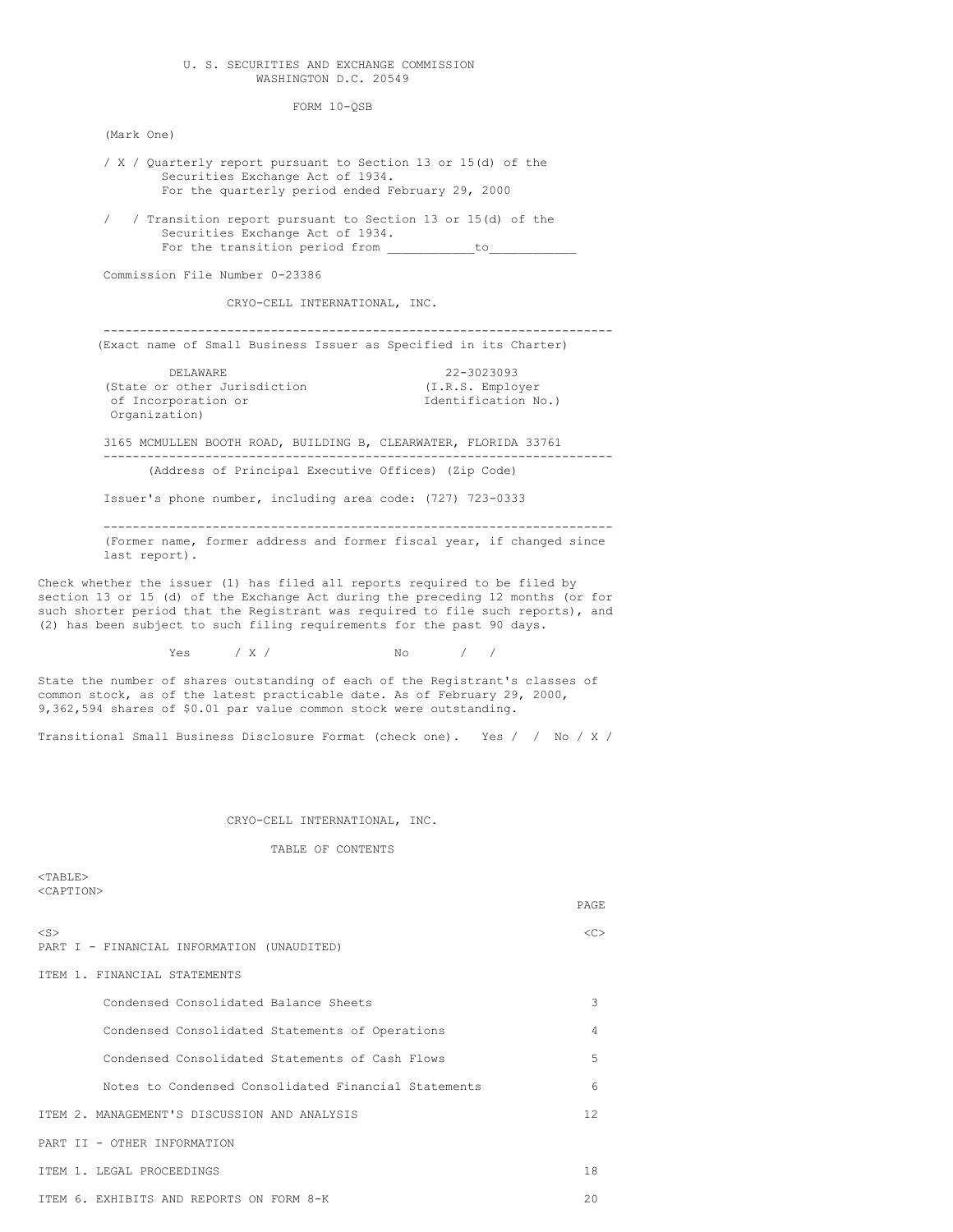U. S. SECURITIES AND EXCHANGE COMMISSION
WASHINGTON D.C. 20549

FORM 10-QSB

(Mark One)

/ X / Quarterly report pursuant to Section 13 or 15(d) of the Securities Exchange Act of 1934.
For the quarterly period ended February 29, 2000

/ / Transition report pursuant to Section 13 or 15(d) of the Securities Exchange Act of 1934.
For the transition period from ____________to____________

Commission File Number 0-23386

CRYO-CELL INTERNATIONAL, INC.

---

(Exact name of Small Business Issuer as Specified in its Charter)

| | |
|---|---|
| DELAWARE | 22-3023093 |
| (State or other Jurisdiction of Incorporation or Organization) | (I.R.S. Employer Identification No.) |

3165 MCMULLEN BOOTH ROAD, BUILDING B, CLEARWATER, FLORIDA 33761

---

(Address of Principal Executive Offices) (Zip Code)

Issuer's phone number, including area code: (727) 723-0333

---

(Former name, former address and former fiscal year, if changed since last report).

Check whether the issuer (1) has filed all reports required to be filed by section 13 or 15 (d) of the Exchange Act during the preceding 12 months (or for such shorter period that the Registrant was required to file such reports), and (2) has been subject to such filing requirements for the past 90 days.

Yes / X / No / /

State the number of shares outstanding of each of the Registrant's classes of common stock, as of the latest practicable date. As of February 29, 2000, 9,362,594 shares of $0.01 par value common stock were outstanding.

Transitional Small Business Disclosure Format (check one). Yes / / No / X /

CRYO-CELL INTERNATIONAL, INC.

TABLE OF CONTENTS

| | PAGE |
|---|---|
| PART I - FINANCIAL INFORMATION (UNAUDITED) | |
| ITEM 1. FINANCIAL STATEMENTS | |
| Condensed Consolidated Balance Sheets | 3 |
| Condensed Consolidated Statements of Operations | 4 |
| Condensed Consolidated Statements of Cash Flows | 5 |
| Notes to Condensed Consolidated Financial Statements | 6 |
| ITEM 2. MANAGEMENT'S DISCUSSION AND ANALYSIS | 12 |
| PART II - OTHER INFORMATION | |
| ITEM 1. LEGAL PROCEEDINGS | 18 |
| ITEM 6. EXHIBITS AND REPORTS ON FORM 8-K | 20 |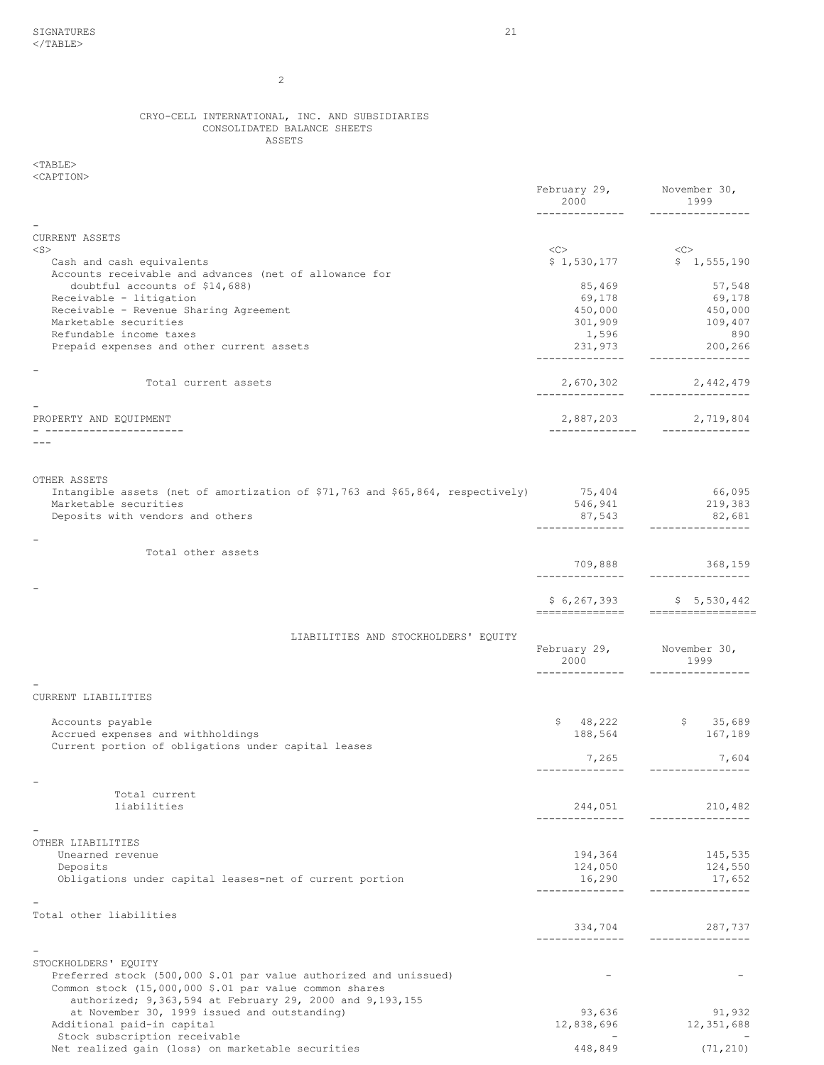SIGNATURES 21

# CRYO-CELL INTERNATIONAL, INC. AND SUBSIDIARIES
## CONSOLIDATED BALANCE SHEETS
### ASSETS

| | February 29, 2000 | November 30, 1999 |
|---|---|---|
| **CURRENT ASSETS** | | |
| Cash and cash equivalents | $ 1,530,177 | $ 1,555,190 |
| Accounts receivable and advances (net of allowance for doubtful accounts of $14,688) | 85,469 | 57,548 |
| Receivable - litigation | 69,178 | 69,178 |
| Receivable - Revenue Sharing Agreement | 450,000 | 450,000 |
| Marketable securities | 301,909 | 109,407 |
| Refundable income taxes | 1,596 | 890 |
| Prepaid expenses and other current assets | 231,973 | 200,266 |
| Total current assets | 2,670,302 | 2,442,479 |
| **PROPERTY AND EQUIPMENT** | 2,887,203 | 2,719,804 |
| **OTHER ASSETS** | | |
| Intangible assets (net of amortization of $71,763 and $65,864, respectively) | 75,404 | 66,095 |
| Marketable securities | 546,941 | 219,383 |
| Deposits with vendors and others | 87,543 | 82,681 |
| Total other assets | 709,888 | 368,159 |
| | $ 6,267,393 | $ 5,530,442 |

### LIABILITIES AND STOCKHOLDERS' EQUITY

| | February 29, 2000 | November 30, 1999 |
|---|---|---|
| **CURRENT LIABILITIES** | | |
| Accounts payable | $ 48,222 | $ 35,689 |
| Accrued expenses and withholdings | 188,564 | 167,189 |
| Current portion of obligations under capital leases | 7,265 | 7,604 |
| Total current liabilities | 244,051 | 210,482 |
| **OTHER LIABILITIES** | | |
| Unearned revenue | 194,364 | 145,535 |
| Deposits | 124,050 | 124,550 |
| Obligations under capital leases-net of current portion | 16,290 | 17,652 |
| Total other liabilities | 334,704 | 287,737 |
| **STOCKHOLDERS' EQUITY** | | |
| Preferred stock (500,000 $.01 par value authorized and unissued) | - | - |
| Common stock (15,000,000 $.01 par value common shares authorized; 9,363,594 at February 29, 2000 and 9,193,155 at November 30, 1999 issued and outstanding) | 93,636 | 91,932 |
| Additional paid-in capital | 12,838,696 | 12,351,688 |
| Stock subscription receivable | - | - |
| Net realized gain (loss) on marketable securities | 448,849 | (71,210) |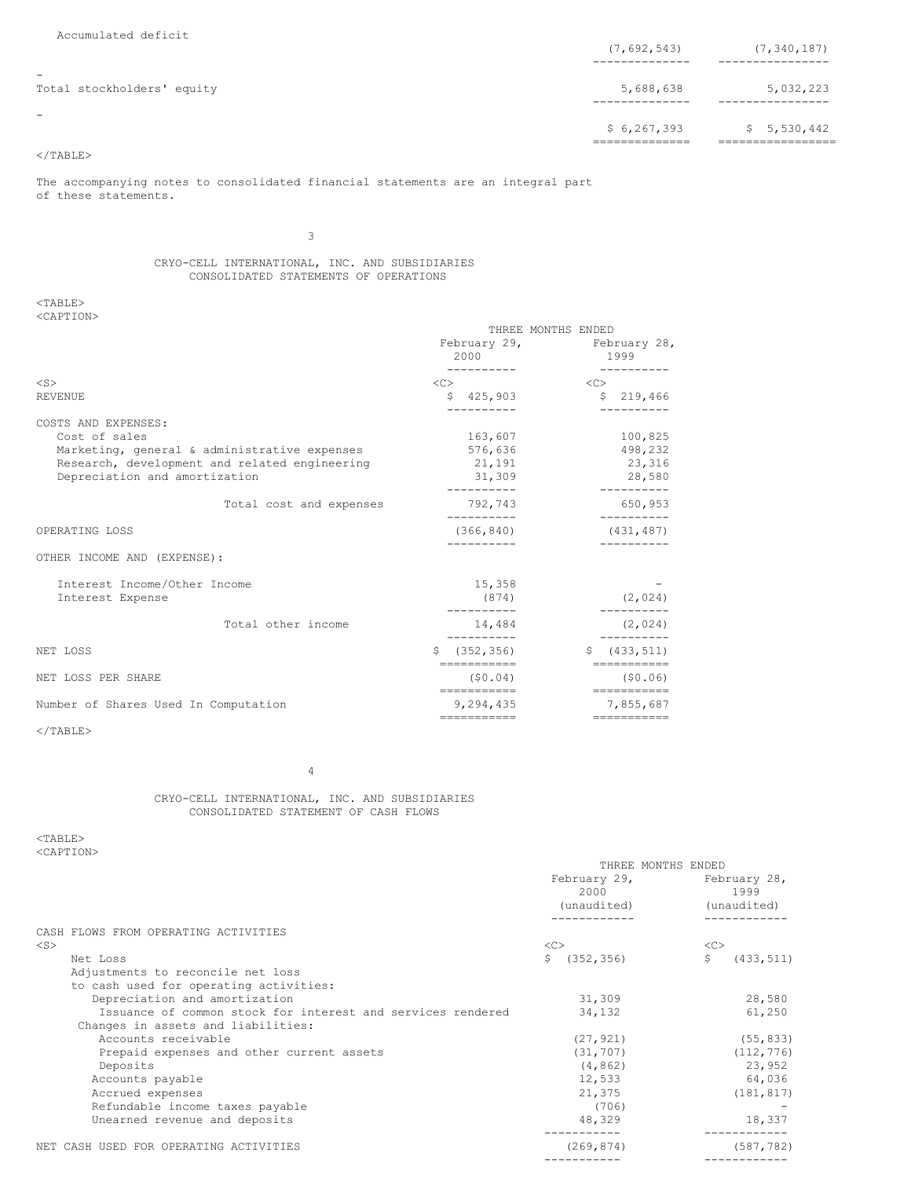| | | |
|---|---|---|
| Accumulated deficit | (7,692,543) | (7,340,187) |
| Total stockholders' equity | 5,688,638 | 5,032,223 |
| | $ 6,267,393 | $ 5,530,442 |

The accompanying notes to consolidated financial statements are an integral part of these statements.

## CRYO-CELL INTERNATIONAL, INC. AND SUBSIDIARIES
## CONSOLIDATED STATEMENTS OF OPERATIONS

| | THREE MONTHS ENDED | |
|---|---|---|
| | February 29, 2000 | February 28, 1999 |
| REVENUE | $ 425,903 | $ 219,466 |
| COSTS AND EXPENSES: | | |
| Cost of sales | 163,607 | 100,825 |
| Marketing, general & administrative expenses | 576,636 | 498,232 |
| Research, development and related engineering | 21,191 | 23,316 |
| Depreciation and amortization | 31,309 | 28,580 |
| Total cost and expenses | 792,743 | 650,953 |
| OPERATING LOSS | (366,840) | (431,487) |
| OTHER INCOME AND (EXPENSE): | | |
| Interest Income/Other Income | 15,358 | - |
| Interest Expense | (874) | (2,024) |
| Total other income | 14,484 | (2,024) |
| NET LOSS | $ (352,356) | $ (433,511) |
| NET LOSS PER SHARE | ($0.04) | ($0.06) |
| Number of Shares Used In Computation | 9,294,435 | 7,855,687 |

## CRYO-CELL INTERNATIONAL, INC. AND SUBSIDIARIES
## CONSOLIDATED STATEMENT OF CASH FLOWS

| | THREE MONTHS ENDED | |
|---|---|---|
| | February 29, 2000 (unaudited) | February 28, 1999 (unaudited) |
| CASH FLOWS FROM OPERATING ACTIVITIES | | |
| Net Loss | $ (352,356) | $ (433,511) |
| Adjustments to reconcile net loss to cash used for operating activities: | | |
| Depreciation and amortization | 31,309 | 28,580 |
| Issuance of common stock for interest and services rendered | 34,132 | 61,250 |
| Changes in assets and liabilities: | | |
| Accounts receivable | (27,921) | (55,833) |
| Prepaid expenses and other current assets | (31,707) | (112,776) |
| Deposits | (4,862) | 23,952 |
| Accounts payable | 12,533 | 64,036 |
| Accrued expenses | 21,375 | (181,817) |
| Refundable income taxes payable | (706) | - |
| Unearned revenue and deposits | 48,329 | 18,337 |
| NET CASH USED FOR OPERATING ACTIVITIES | (269,874) | (587,782) |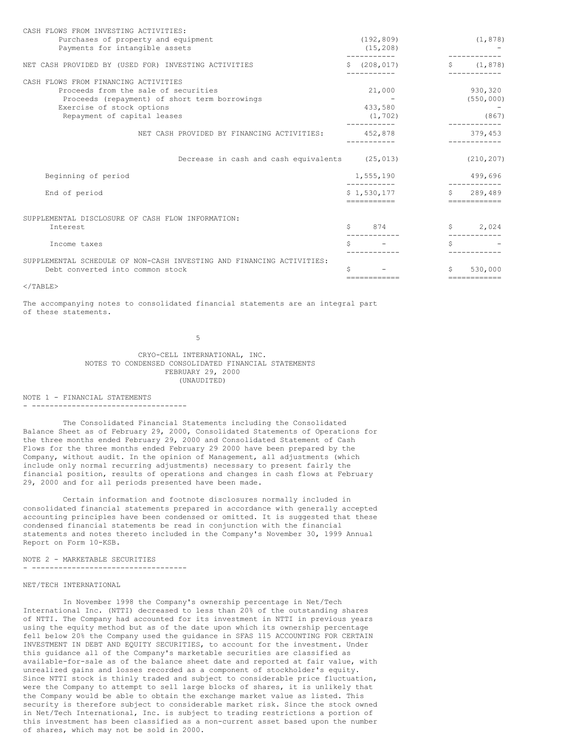| | | |
|---|---|---|
| CASH FLOWS FROM INVESTING ACTIVITIES: | | |
| Purchases of property and equipment | (192,809) | (1,878) |
| Payments for intangible assets | (15,208) | - |
| NET CASH PROVIDED BY (USED FOR) INVESTING ACTIVITIES | $ (208,017) | $ (1,878) |
| CASH FLOWS FROM FINANCING ACTIVITIES | | |
| Proceeds from the sale of securities | 21,000 | 930,320 |
| Proceeds (repayment) of short term borrowings | - | (550,000) |
| Exercise of stock options | 433,580 | - |
| Repayment of capital leases | (1,702) | (867) |
| NET CASH PROVIDED BY FINANCING ACTIVITIES: | 452,878 | 379,453 |
| Decrease in cash and cash equivalents | (25,013) | (210,207) |
| Beginning of period | 1,555,190 | 499,696 |
| End of period | $ 1,530,177 | $ 289,489 |
| SUPPLEMENTAL DISCLOSURE OF CASH FLOW INFORMATION: | | |
| Interest | $ 874 | $ 2,024 |
| Income taxes | $ - | $ - |
| SUPPLEMENTAL SCHEDULE OF NON-CASH INVESTING AND FINANCING ACTIVITIES: | | |
| Debt converted into common stock | $ - | $ 530,000 |

</TABLE>

The accompanying notes to consolidated financial statements are an integral part of these statements.

CRYO-CELL INTERNATIONAL, INC.
NOTES TO CONDENSED CONSOLIDATED FINANCIAL STATEMENTS
FEBRUARY 29, 2000
(UNAUDITED)

## NOTE 1 - FINANCIAL STATEMENTS

The Consolidated Financial Statements including the Consolidated Balance Sheet as of February 29, 2000, Consolidated Statements of Operations for the three months ended February 29, 2000 and Consolidated Statement of Cash Flows for the three months ended February 29 2000 have been prepared by the Company, without audit. In the opinion of Management, all adjustments (which include only normal recurring adjustments) necessary to present fairly the financial position, results of operations and changes in cash flows at February 29, 2000 and for all periods presented have been made.

Certain information and footnote disclosures normally included in consolidated financial statements prepared in accordance with generally accepted accounting principles have been condensed or omitted. It is suggested that these condensed financial statements be read in conjunction with the financial statements and notes thereto included in the Company's November 30, 1999 Annual Report on Form 10-KSB.

## NOTE 2 - MARKETABLE SECURITIES

NET/TECH INTERNATIONAL

In November 1998 the Company's ownership percentage in Net/Tech International Inc. (NTTI) decreased to less than 20% of the outstanding shares of NTTI. The Company had accounted for its investment in NTTI in previous years using the equity method but as of the date upon which its ownership percentage fell below 20% the Company used the guidance in SFAS 115 ACCOUNTING FOR CERTAIN INVESTMENT IN DEBT AND EQUITY SECURITIES, to account for the investment. Under this guidance all of the Company's marketable securities are classified as available-for-sale as of the balance sheet date and reported at fair value, with unrealized gains and losses recorded as a component of stockholder's equity. Since NTTI stock is thinly traded and subject to considerable price fluctuation, were the Company to attempt to sell large blocks of shares, it is unlikely that the Company would be able to obtain the exchange market value as listed. This security is therefore subject to considerable market risk. Since the stock owned in Net/Tech International, Inc. is subject to trading restrictions a portion of this investment has been classified as a non-current asset based upon the number of shares, which may not be sold in 2000.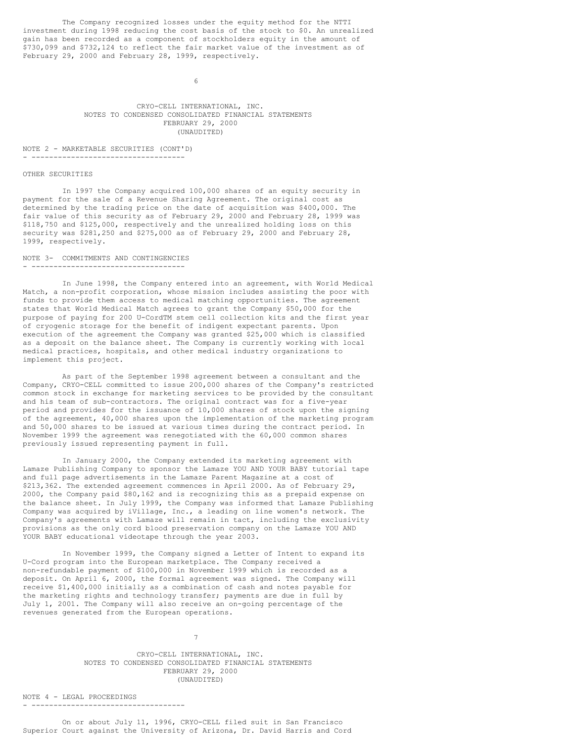The Company recognized losses under the equity method for the NTTI investment during 1998 reducing the cost basis of the stock to $0. An unrealized gain has been recorded as a component of stockholders equity in the amount of $730,099 and $732,124 to reflect the fair market value of the investment as of February 29, 2000 and February 28, 1999, respectively.

CRYO-CELL INTERNATIONAL, INC.
NOTES TO CONDENSED CONSOLIDATED FINANCIAL STATEMENTS
FEBRUARY 29, 2000
(UNAUDITED)

## NOTE 2 - MARKETABLE SECURITIES (CONT'D)

OTHER SECURITIES

In 1997 the Company acquired 100,000 shares of an equity security in payment for the sale of a Revenue Sharing Agreement. The original cost as determined by the trading price on the date of acquisition was $400,000. The fair value of this security as of February 29, 2000 and February 28, 1999 was $118,750 and $125,000, respectively and the unrealized holding loss on this security was $281,250 and $275,000 as of February 29, 2000 and February 28, 1999, respectively.

## NOTE 3- COMMITMENTS AND CONTINGENCIES

In June 1998, the Company entered into an agreement, with World Medical Match, a non-profit corporation, whose mission includes assisting the poor with funds to provide them access to medical matching opportunities. The agreement states that World Medical Match agrees to grant the Company $50,000 for the purpose of paying for 200 U-CordTM stem cell collection kits and the first year of cryogenic storage for the benefit of indigent expectant parents. Upon execution of the agreement the Company was granted $25,000 which is classified as a deposit on the balance sheet. The Company is currently working with local medical practices, hospitals, and other medical industry organizations to implement this project.

As part of the September 1998 agreement between a consultant and the Company, CRYO-CELL committed to issue 200,000 shares of the Company's restricted common stock in exchange for marketing services to be provided by the consultant and his team of sub-contractors. The original contract was for a five-year period and provides for the issuance of 10,000 shares of stock upon the signing of the agreement, 40,000 shares upon the implementation of the marketing program and 50,000 shares to be issued at various times during the contract period. In November 1999 the agreement was renegotiated with the 60,000 common shares previously issued representing payment in full.

In January 2000, the Company extended its marketing agreement with Lamaze Publishing Company to sponsor the Lamaze YOU AND YOUR BABY tutorial tape and full page advertisements in the Lamaze Parent Magazine at a cost of $213,362. The extended agreement commences in April 2000. As of February 29, 2000, the Company paid $80,162 and is recognizing this as a prepaid expense on the balance sheet. In July 1999, the Company was informed that Lamaze Publishing Company was acquired by iVillage, Inc., a leading on line women's network. The Company's agreements with Lamaze will remain in tact, including the exclusivity provisions as the only cord blood preservation company on the Lamaze YOU AND YOUR BABY educational videotape through the year 2003.

In November 1999, the Company signed a Letter of Intent to expand its U-Cord program into the European marketplace. The Company received a non-refundable payment of $100,000 in November 1999 which is recorded as a deposit. On April 6, 2000, the formal agreement was signed. The Company will receive $1,400,000 initially as a combination of cash and notes payable for the marketing rights and technology transfer; payments are due in full by July 1, 2001. The Company will also receive an on-going percentage of the revenues generated from the European operations.

CRYO-CELL INTERNATIONAL, INC.
NOTES TO CONDENSED CONSOLIDATED FINANCIAL STATEMENTS
FEBRUARY 29, 2000
(UNAUDITED)

## NOTE 4 - LEGAL PROCEEDINGS

On or about July 11, 1996, CRYO-CELL filed suit in San Francisco Superior Court against the University of Arizona, Dr. David Harris and Cord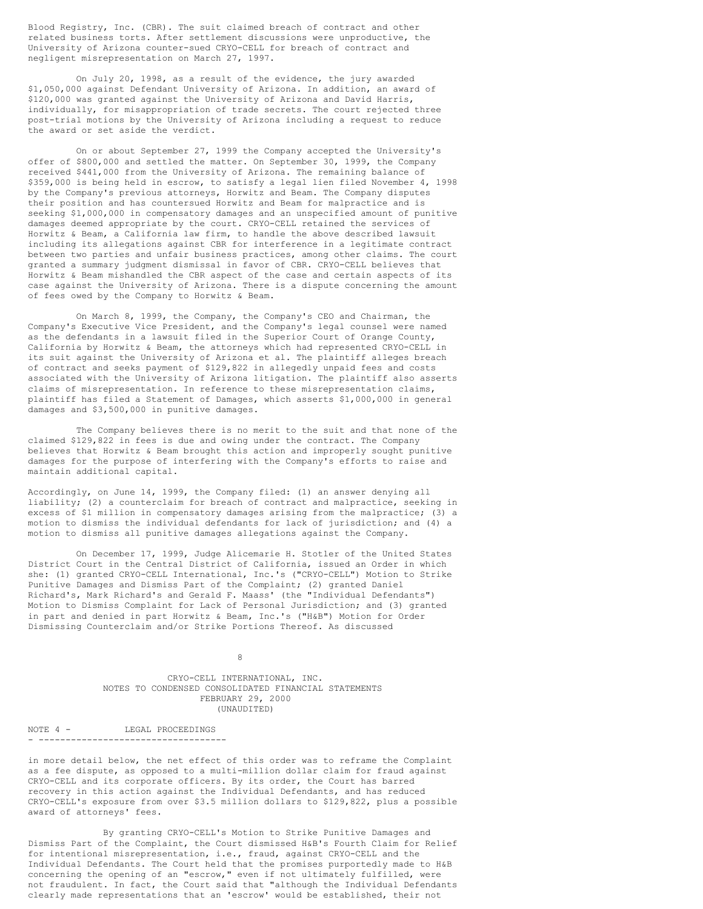Blood Registry, Inc. (CBR). The suit claimed breach of contract and other related business torts. After settlement discussions were unproductive, the University of Arizona counter-sued CRYO-CELL for breach of contract and negligent misrepresentation on March 27, 1997.

On July 20, 1998, as a result of the evidence, the jury awarded $1,050,000 against Defendant University of Arizona. In addition, an award of $120,000 was granted against the University of Arizona and David Harris, individually, for misappropriation of trade secrets. The court rejected three post-trial motions by the University of Arizona including a request to reduce the award or set aside the verdict.

On or about September 27, 1999 the Company accepted the University's offer of $800,000 and settled the matter. On September 30, 1999, the Company received $441,000 from the University of Arizona. The remaining balance of $359,000 is being held in escrow, to satisfy a legal lien filed November 4, 1998 by the Company's previous attorneys, Horwitz and Beam. The Company disputes their position and has countersued Horwitz and Beam for malpractice and is seeking $1,000,000 in compensatory damages and an unspecified amount of punitive damages deemed appropriate by the court. CRYO-CELL retained the services of Horwitz & Beam, a California law firm, to handle the above described lawsuit including its allegations against CBR for interference in a legitimate contract between two parties and unfair business practices, among other claims. The court granted a summary judgment dismissal in favor of CBR. CRYO-CELL believes that Horwitz & Beam mishandled the CBR aspect of the case and certain aspects of its case against the University of Arizona. There is a dispute concerning the amount of fees owed by the Company to Horwitz & Beam.

On March 8, 1999, the Company, the Company's CEO and Chairman, the Company's Executive Vice President, and the Company's legal counsel were named as the defendants in a lawsuit filed in the Superior Court of Orange County, California by Horwitz & Beam, the attorneys which had represented CRYO-CELL in its suit against the University of Arizona et al. The plaintiff alleges breach of contract and seeks payment of $129,822 in allegedly unpaid fees and costs associated with the University of Arizona litigation. The plaintiff also asserts claims of misrepresentation. In reference to these misrepresentation claims, plaintiff has filed a Statement of Damages, which asserts $1,000,000 in general damages and $3,500,000 in punitive damages.

The Company believes there is no merit to the suit and that none of the claimed $129,822 in fees is due and owing under the contract. The Company believes that Horwitz & Beam brought this action and improperly sought punitive damages for the purpose of interfering with the Company's efforts to raise and maintain additional capital.

Accordingly, on June 14, 1999, the Company filed: (1) an answer denying all liability; (2) a counterclaim for breach of contract and malpractice, seeking in excess of $1 million in compensatory damages arising from the malpractice; (3) a motion to dismiss the individual defendants for lack of jurisdiction; and (4) a motion to dismiss all punitive damages allegations against the Company.

On December 17, 1999, Judge Alicemarie H. Stotler of the United States District Court in the Central District of California, issued an Order in which she: (1) granted CRYO-CELL International, Inc.'s ("CRYO-CELL") Motion to Strike Punitive Damages and Dismiss Part of the Complaint; (2) granted Daniel Richard's, Mark Richard's and Gerald F. Maass' (the "Individual Defendants") Motion to Dismiss Complaint for Lack of Personal Jurisdiction; and (3) granted in part and denied in part Horwitz & Beam, Inc.'s ("H&B") Motion for Order Dismissing Counterclaim and/or Strike Portions Thereof. As discussed

CRYO-CELL INTERNATIONAL, INC.
NOTES TO CONDENSED CONSOLIDATED FINANCIAL STATEMENTS
FEBRUARY 29, 2000
(UNAUDITED)

NOTE 4 - LEGAL PROCEEDINGS

in more detail below, the net effect of this order was to reframe the Complaint as a fee dispute, as opposed to a multi-million dollar claim for fraud against CRYO-CELL and its corporate officers. By its order, the Court has barred recovery in this action against the Individual Defendants, and has reduced CRYO-CELL's exposure from over $3.5 million dollars to $129,822, plus a possible award of attorneys' fees.

By granting CRYO-CELL's Motion to Strike Punitive Damages and Dismiss Part of the Complaint, the Court dismissed H&B's Fourth Claim for Relief for intentional misrepresentation, i.e., fraud, against CRYO-CELL and the Individual Defendants. The Court held that the promises purportedly made to H&B concerning the opening of an "escrow," even if not ultimately fulfilled, were not fraudulent. In fact, the Court said that "although the Individual Defendants clearly made representations that an 'escrow' would be established, their not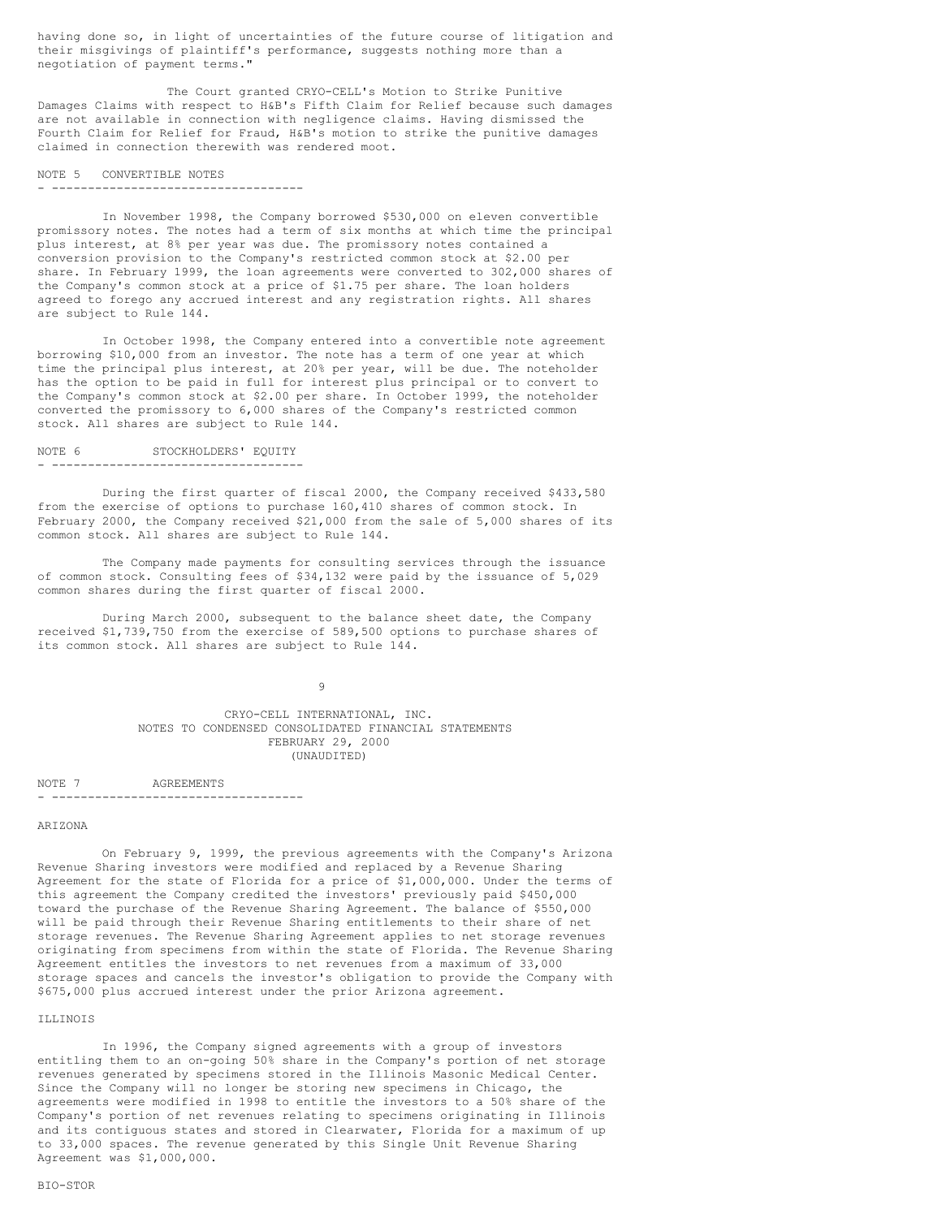having done so, in light of uncertainties of the future course of litigation and their misgivings of plaintiff's performance, suggests nothing more than a negotiation of payment terms."

The Court granted CRYO-CELL's Motion to Strike Punitive Damages Claims with respect to H&B's Fifth Claim for Relief because such damages are not available in connection with negligence claims. Having dismissed the Fourth Claim for Relief for Fraud, H&B's motion to strike the punitive damages claimed in connection therewith was rendered moot.

## NOTE 5 CONVERTIBLE NOTES

In November 1998, the Company borrowed $530,000 on eleven convertible promissory notes. The notes had a term of six months at which time the principal plus interest, at 8% per year was due. The promissory notes contained a conversion provision to the Company's restricted common stock at $2.00 per share. In February 1999, the loan agreements were converted to 302,000 shares of the Company's common stock at a price of $1.75 per share. The loan holders agreed to forego any accrued interest and any registration rights. All shares are subject to Rule 144.

In October 1998, the Company entered into a convertible note agreement borrowing $10,000 from an investor. The note has a term of one year at which time the principal plus interest, at 20% per year, will be due. The noteholder has the option to be paid in full for interest plus principal or to convert to the Company's common stock at $2.00 per share. In October 1999, the noteholder converted the promissory to 6,000 shares of the Company's restricted common stock. All shares are subject to Rule 144.

## NOTE 6 STOCKHOLDERS' EQUITY

During the first quarter of fiscal 2000, the Company received $433,580 from the exercise of options to purchase 160,410 shares of common stock. In February 2000, the Company received $21,000 from the sale of 5,000 shares of its common stock. All shares are subject to Rule 144.

The Company made payments for consulting services through the issuance of common stock. Consulting fees of $34,132 were paid by the issuance of 5,029 common shares during the first quarter of fiscal 2000.

During March 2000, subsequent to the balance sheet date, the Company received $1,739,750 from the exercise of 589,500 options to purchase shares of its common stock. All shares are subject to Rule 144.

CRYO-CELL INTERNATIONAL, INC.
NOTES TO CONDENSED CONSOLIDATED FINANCIAL STATEMENTS
FEBRUARY 29, 2000
(UNAUDITED)

## NOTE 7 AGREEMENTS

### ARIZONA

On February 9, 1999, the previous agreements with the Company's Arizona Revenue Sharing investors were modified and replaced by a Revenue Sharing Agreement for the state of Florida for a price of $1,000,000. Under the terms of this agreement the Company credited the investors' previously paid $450,000 toward the purchase of the Revenue Sharing Agreement. The balance of $550,000 will be paid through their Revenue Sharing entitlements to their share of net storage revenues. The Revenue Sharing Agreement applies to net storage revenues originating from specimens from within the state of Florida. The Revenue Sharing Agreement entitles the investors to net revenues from a maximum of 33,000 storage spaces and cancels the investor's obligation to provide the Company with $675,000 plus accrued interest under the prior Arizona agreement.

### ILLINOIS

In 1996, the Company signed agreements with a group of investors entitling them to an on-going 50% share in the Company's portion of net storage revenues generated by specimens stored in the Illinois Masonic Medical Center. Since the Company will no longer be storing new specimens in Chicago, the agreements were modified in 1998 to entitle the investors to a 50% share of the Company's portion of net revenues relating to specimens originating in Illinois and its contiguous states and stored in Clearwater, Florida for a maximum of up to 33,000 spaces. The revenue generated by this Single Unit Revenue Sharing Agreement was $1,000,000.

### BIO-STOR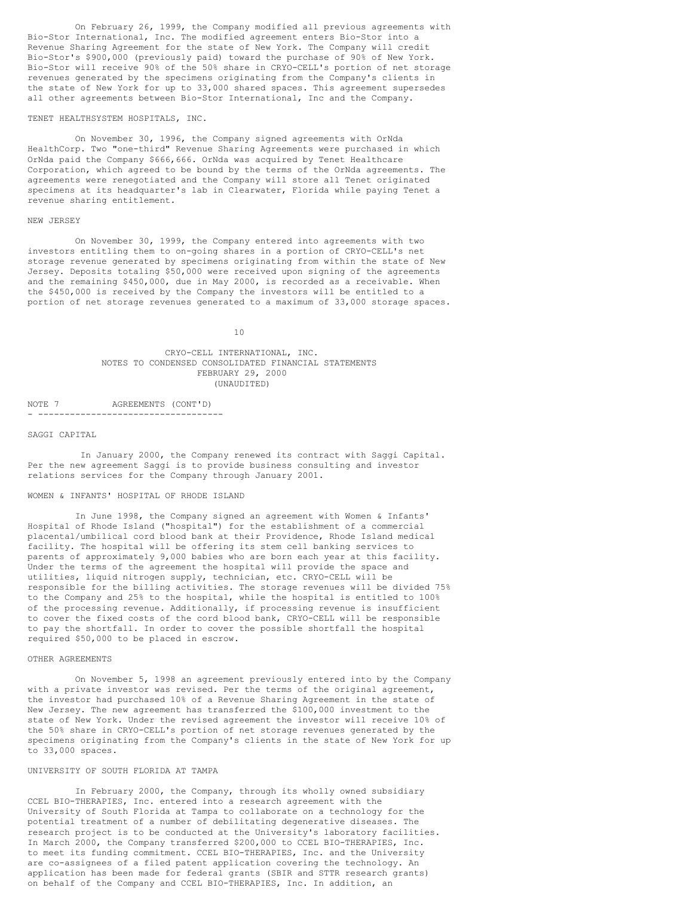On February 26, 1999, the Company modified all previous agreements with Bio-Stor International, Inc. The modified agreement enters Bio-Stor into a Revenue Sharing Agreement for the state of New York. The Company will credit Bio-Stor's $900,000 (previously paid) toward the purchase of 90% of New York. Bio-Stor will receive 90% of the 50% share in CRYO-CELL's portion of net storage revenues generated by the specimens originating from the Company's clients in the state of New York for up to 33,000 shared spaces. This agreement supersedes all other agreements between Bio-Stor International, Inc and the Company.

TENET HEALTHSYSTEM HOSPITALS, INC.

On November 30, 1996, the Company signed agreements with OrNda HealthCorp. Two "one-third" Revenue Sharing Agreements were purchased in which OrNda paid the Company $666,666. OrNda was acquired by Tenet Healthcare Corporation, which agreed to be bound by the terms of the OrNda agreements. The agreements were renegotiated and the Company will store all Tenet originated specimens at its headquarter's lab in Clearwater, Florida while paying Tenet a revenue sharing entitlement.

NEW JERSEY

On November 30, 1999, the Company entered into agreements with two investors entitling them to on-going shares in a portion of CRYO-CELL's net storage revenue generated by specimens originating from within the state of New Jersey. Deposits totaling $50,000 were received upon signing of the agreements and the remaining $450,000, due in May 2000, is recorded as a receivable. When the $450,000 is received by the Company the investors will be entitled to a portion of net storage revenues generated to a maximum of 33,000 storage spaces.

CRYO-CELL INTERNATIONAL, INC.
NOTES TO CONDENSED CONSOLIDATED FINANCIAL STATEMENTS
FEBRUARY 29, 2000
(UNAUDITED)

NOTE 7 AGREEMENTS (CONT'D)

SAGGI CAPITAL

In January 2000, the Company renewed its contract with Saggi Capital. Per the new agreement Saggi is to provide business consulting and investor relations services for the Company through January 2001.

WOMEN & INFANTS' HOSPITAL OF RHODE ISLAND

In June 1998, the Company signed an agreement with Women & Infants' Hospital of Rhode Island ("hospital") for the establishment of a commercial placental/umbilical cord blood bank at their Providence, Rhode Island medical facility. The hospital will be offering its stem cell banking services to parents of approximately 9,000 babies who are born each year at this facility. Under the terms of the agreement the hospital will provide the space and utilities, liquid nitrogen supply, technician, etc. CRYO-CELL will be responsible for the billing activities. The storage revenues will be divided 75% to the Company and 25% to the hospital, while the hospital is entitled to 100% of the processing revenue. Additionally, if processing revenue is insufficient to cover the fixed costs of the cord blood bank, CRYO-CELL will be responsible to pay the shortfall. In order to cover the possible shortfall the hospital required $50,000 to be placed in escrow.

OTHER AGREEMENTS

On November 5, 1998 an agreement previously entered into by the Company with a private investor was revised. Per the terms of the original agreement, the investor had purchased 10% of a Revenue Sharing Agreement in the state of New Jersey. The new agreement has transferred the $100,000 investment to the state of New York. Under the revised agreement the investor will receive 10% of the 50% share in CRYO-CELL's portion of net storage revenues generated by the specimens originating from the Company's clients in the state of New York for up to 33,000 spaces.

UNIVERSITY OF SOUTH FLORIDA AT TAMPA

In February 2000, the Company, through its wholly owned subsidiary CCEL BIO-THERAPIES, Inc. entered into a research agreement with the University of South Florida at Tampa to collaborate on a technology for the potential treatment of a number of debilitating degenerative diseases. The research project is to be conducted at the University's laboratory facilities. In March 2000, the Company transferred $200,000 to CCEL BIO-THERAPIES, Inc. to meet its funding commitment. CCEL BIO-THERAPIES, Inc. and the University are co-assignees of a filed patent application covering the technology. An application has been made for federal grants (SBIR and STTR research grants) on behalf of the Company and CCEL BIO-THERAPIES, Inc. In addition, an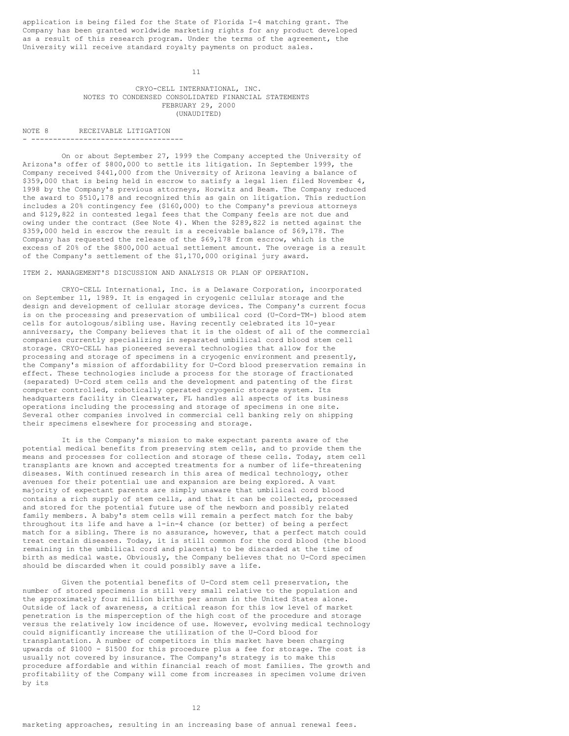application is being filed for the State of Florida I-4 matching grant. The Company has been granted worldwide marketing rights for any product developed as a result of this research program. Under the terms of the agreement, the University will receive standard royalty payments on product sales.

CRYO-CELL INTERNATIONAL, INC.
NOTES TO CONDENSED CONSOLIDATED FINANCIAL STATEMENTS
FEBRUARY 29, 2000
(UNAUDITED)

## NOTE 8 RECEIVABLE LITIGATION

On or about September 27, 1999 the Company accepted the University of Arizona's offer of $800,000 to settle its litigation. In September 1999, the Company received $441,000 from the University of Arizona leaving a balance of $359,000 that is being held in escrow to satisfy a legal lien filed November 4, 1998 by the Company's previous attorneys, Horwitz and Beam. The Company reduced the award to $510,178 and recognized this as gain on litigation. This reduction includes a 20% contingency fee ($160,000) to the Company's previous attorneys and $129,822 in contested legal fees that the Company feels are not due and owing under the contract (See Note 4). When the $289,822 is netted against the $359,000 held in escrow the result is a receivable balance of $69,178. The Company has requested the release of the $69,178 from escrow, which is the excess of 20% of the $800,000 actual settlement amount. The overage is a result of the Company's settlement of the $1,170,000 original jury award.

## ITEM 2. MANAGEMENT'S DISCUSSION AND ANALYSIS OR PLAN OF OPERATION.

CRYO-CELL International, Inc. is a Delaware Corporation, incorporated on September 11, 1989. It is engaged in cryogenic cellular storage and the design and development of cellular storage devices. The Company's current focus is on the processing and preservation of umbilical cord (U-Cord-TM-) blood stem cells for autologous/sibling use. Having recently celebrated its 10-year anniversary, the Company believes that it is the oldest of all of the commercial companies currently specializing in separated umbilical cord blood stem cell storage. CRYO-CELL has pioneered several technologies that allow for the processing and storage of specimens in a cryogenic environment and presently, the Company's mission of affordability for U-Cord blood preservation remains in effect. These technologies include a process for the storage of fractionated (separated) U-Cord stem cells and the development and patenting of the first computer controlled, robotically operated cryogenic storage system. Its headquarters facility in Clearwater, FL handles all aspects of its business operations including the processing and storage of specimens in one site. Several other companies involved in commercial cell banking rely on shipping their specimens elsewhere for processing and storage.

It is the Company's mission to make expectant parents aware of the potential medical benefits from preserving stem cells, and to provide them the means and processes for collection and storage of these cells. Today, stem cell transplants are known and accepted treatments for a number of life-threatening diseases. With continued research in this area of medical technology, other avenues for their potential use and expansion are being explored. A vast majority of expectant parents are simply unaware that umbilical cord blood contains a rich supply of stem cells, and that it can be collected, processed and stored for the potential future use of the newborn and possibly related family members. A baby's stem cells will remain a perfect match for the baby throughout its life and have a 1-in-4 chance (or better) of being a perfect match for a sibling. There is no assurance, however, that a perfect match could treat certain diseases. Today, it is still common for the cord blood (the blood remaining in the umbilical cord and placenta) to be discarded at the time of birth as medical waste. Obviously, the Company believes that no U-Cord specimen should be discarded when it could possibly save a life.

Given the potential benefits of U-Cord stem cell preservation, the number of stored specimens is still very small relative to the population and the approximately four million births per annum in the United States alone. Outside of lack of awareness, a critical reason for this low level of market penetration is the misperception of the high cost of the procedure and storage versus the relatively low incidence of use. However, evolving medical technology could significantly increase the utilization of the U-Cord blood for transplantation. A number of competitors in this market have been charging upwards of $1000 - $1500 for this procedure plus a fee for storage. The cost is usually not covered by insurance. The Company's strategy is to make this procedure affordable and within financial reach of most families. The growth and profitability of the Company will come from increases in specimen volume driven by its

marketing approaches, resulting in an increasing base of annual renewal fees.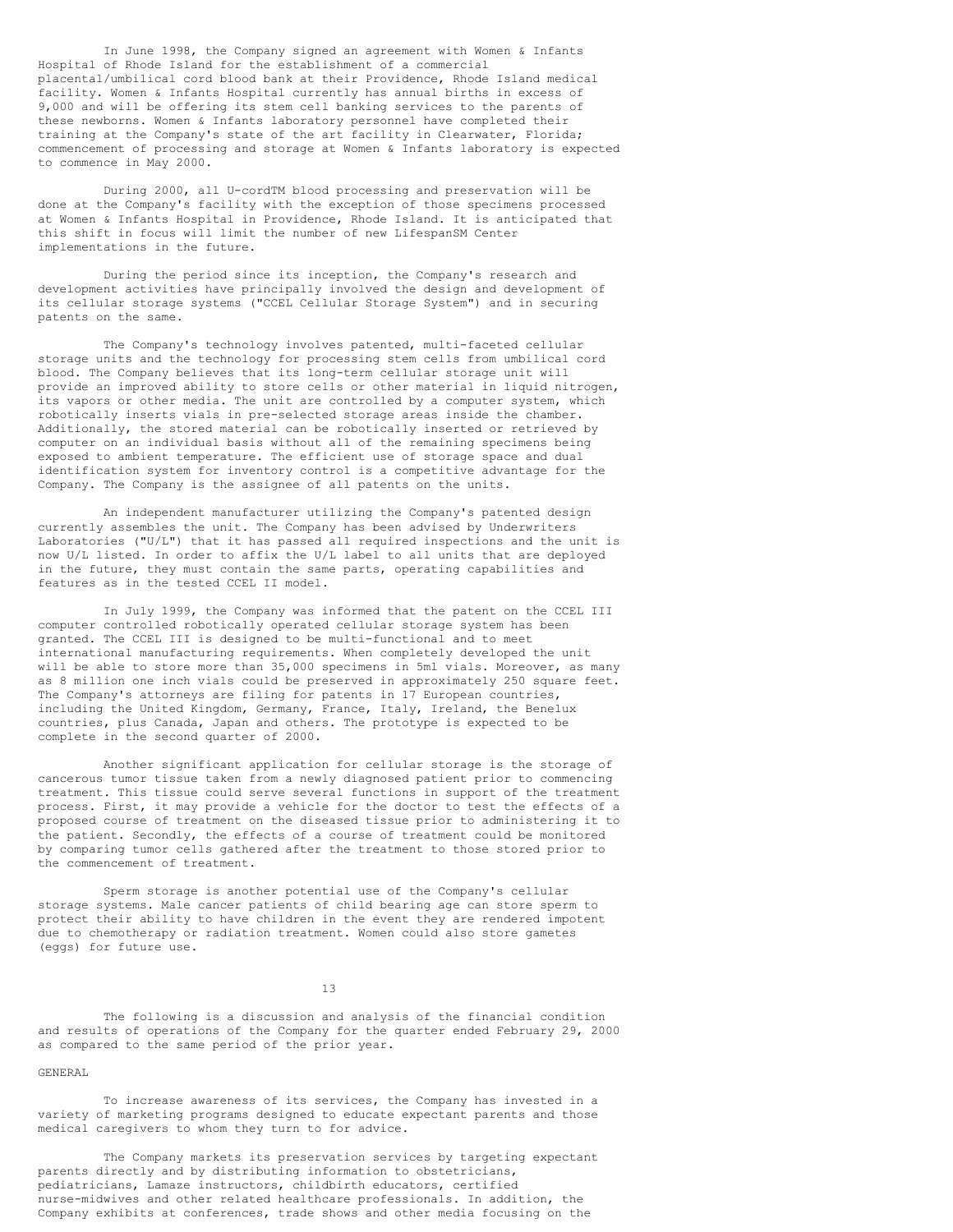In June 1998, the Company signed an agreement with Women & Infants Hospital of Rhode Island for the establishment of a commercial placental/umbilical cord blood bank at their Providence, Rhode Island medical facility. Women & Infants Hospital currently has annual births in excess of 9,000 and will be offering its stem cell banking services to the parents of these newborns. Women & Infants laboratory personnel have completed their training at the Company's state of the art facility in Clearwater, Florida; commencement of processing and storage at Women & Infants laboratory is expected to commence in May 2000.

During 2000, all U-cordTM blood processing and preservation will be done at the Company's facility with the exception of those specimens processed at Women & Infants Hospital in Providence, Rhode Island. It is anticipated that this shift in focus will limit the number of new LifespanSM Center implementations in the future.

During the period since its inception, the Company's research and development activities have principally involved the design and development of its cellular storage systems ("CCEL Cellular Storage System") and in securing patents on the same.

The Company's technology involves patented, multi-faceted cellular storage units and the technology for processing stem cells from umbilical cord blood. The Company believes that its long-term cellular storage unit will provide an improved ability to store cells or other material in liquid nitrogen, its vapors or other media. The unit are controlled by a computer system, which robotically inserts vials in pre-selected storage areas inside the chamber. Additionally, the stored material can be robotically inserted or retrieved by computer on an individual basis without all of the remaining specimens being exposed to ambient temperature. The efficient use of storage space and dual identification system for inventory control is a competitive advantage for the Company. The Company is the assignee of all patents on the units.

An independent manufacturer utilizing the Company's patented design currently assembles the unit. The Company has been advised by Underwriters Laboratories ("U/L") that it has passed all required inspections and the unit is now U/L listed. In order to affix the U/L label to all units that are deployed in the future, they must contain the same parts, operating capabilities and features as in the tested CCEL II model.

In July 1999, the Company was informed that the patent on the CCEL III computer controlled robotically operated cellular storage system has been granted. The CCEL III is designed to be multi-functional and to meet international manufacturing requirements. When completely developed the unit will be able to store more than 35,000 specimens in 5ml vials. Moreover, as many as 8 million one inch vials could be preserved in approximately 250 square feet. The Company's attorneys are filing for patents in 17 European countries, including the United Kingdom, Germany, France, Italy, Ireland, the Benelux countries, plus Canada, Japan and others. The prototype is expected to be complete in the second quarter of 2000.

Another significant application for cellular storage is the storage of cancerous tumor tissue taken from a newly diagnosed patient prior to commencing treatment. This tissue could serve several functions in support of the treatment process. First, it may provide a vehicle for the doctor to test the effects of a proposed course of treatment on the diseased tissue prior to administering it to the patient. Secondly, the effects of a course of treatment could be monitored by comparing tumor cells gathered after the treatment to those stored prior to the commencement of treatment.

Sperm storage is another potential use of the Company's cellular storage systems. Male cancer patients of child bearing age can store sperm to protect their ability to have children in the event they are rendered impotent due to chemotherapy or radiation treatment. Women could also store gametes (eggs) for future use.

The following is a discussion and analysis of the financial condition and results of operations of the Company for the quarter ended February 29, 2000 as compared to the same period of the prior year.

GENERAL

To increase awareness of its services, the Company has invested in a variety of marketing programs designed to educate expectant parents and those medical caregivers to whom they turn to for advice.

The Company markets its preservation services by targeting expectant parents directly and by distributing information to obstetricians, pediatricians, Lamaze instructors, childbirth educators, certified nurse-midwives and other related healthcare professionals. In addition, the Company exhibits at conferences, trade shows and other media focusing on the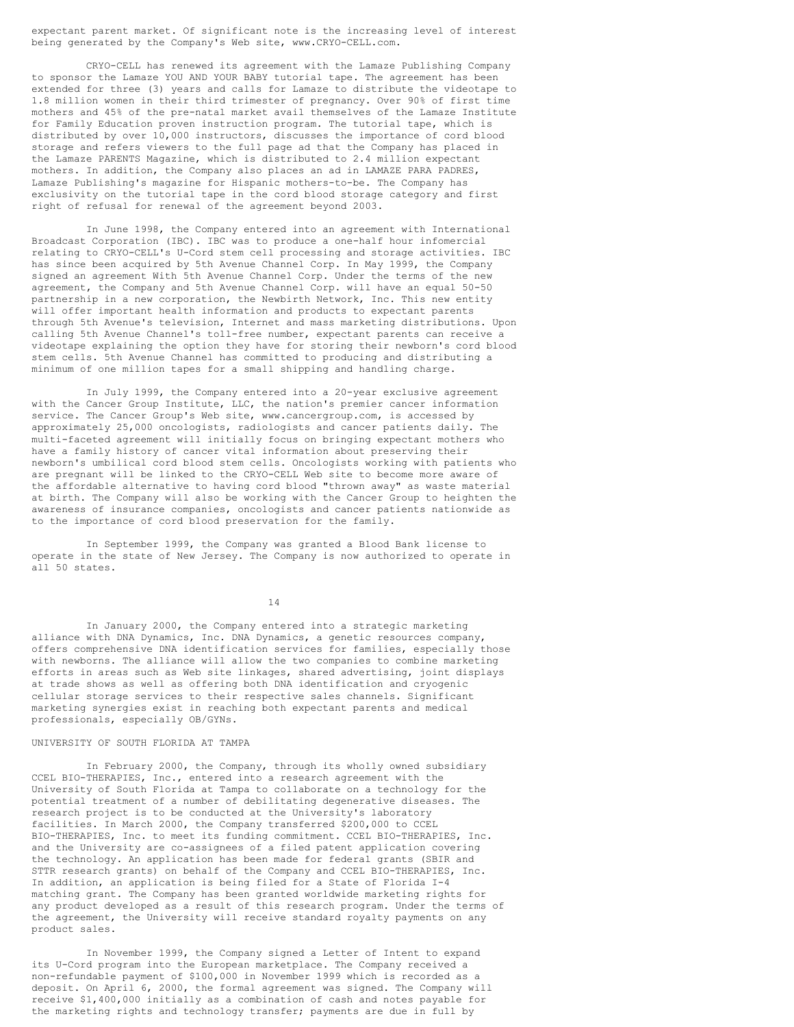expectant parent market. Of significant note is the increasing level of interest being generated by the Company's Web site, www.CRYO-CELL.com.

CRYO-CELL has renewed its agreement with the Lamaze Publishing Company to sponsor the Lamaze YOU AND YOUR BABY tutorial tape. The agreement has been extended for three (3) years and calls for Lamaze to distribute the videotape to 1.8 million women in their third trimester of pregnancy. Over 90% of first time mothers and 45% of the pre-natal market avail themselves of the Lamaze Institute for Family Education proven instruction program. The tutorial tape, which is distributed by over 10,000 instructors, discusses the importance of cord blood storage and refers viewers to the full page ad that the Company has placed in the Lamaze PARENTS Magazine, which is distributed to 2.4 million expectant mothers. In addition, the Company also places an ad in LAMAZE PARA PADRES, Lamaze Publishing's magazine for Hispanic mothers-to-be. The Company has exclusivity on the tutorial tape in the cord blood storage category and first right of refusal for renewal of the agreement beyond 2003.

In June 1998, the Company entered into an agreement with International Broadcast Corporation (IBC). IBC was to produce a one-half hour infomercial relating to CRYO-CELL's U-Cord stem cell processing and storage activities. IBC has since been acquired by 5th Avenue Channel Corp. In May 1999, the Company signed an agreement With 5th Avenue Channel Corp. Under the terms of the new agreement, the Company and 5th Avenue Channel Corp. will have an equal 50-50 partnership in a new corporation, the Newbirth Network, Inc. This new entity will offer important health information and products to expectant parents through 5th Avenue's television, Internet and mass marketing distributions. Upon calling 5th Avenue Channel's toll-free number, expectant parents can receive a videotape explaining the option they have for storing their newborn's cord blood stem cells. 5th Avenue Channel has committed to producing and distributing a minimum of one million tapes for a small shipping and handling charge.

In July 1999, the Company entered into a 20-year exclusive agreement with the Cancer Group Institute, LLC, the nation's premier cancer information service. The Cancer Group's Web site, www.cancergroup.com, is accessed by approximately 25,000 oncologists, radiologists and cancer patients daily. The multi-faceted agreement will initially focus on bringing expectant mothers who have a family history of cancer vital information about preserving their newborn's umbilical cord blood stem cells. Oncologists working with patients who are pregnant will be linked to the CRYO-CELL Web site to become more aware of the affordable alternative to having cord blood "thrown away" as waste material at birth. The Company will also be working with the Cancer Group to heighten the awareness of insurance companies, oncologists and cancer patients nationwide as to the importance of cord blood preservation for the family.

In September 1999, the Company was granted a Blood Bank license to operate in the state of New Jersey. The Company is now authorized to operate in all 50 states.

In January 2000, the Company entered into a strategic marketing alliance with DNA Dynamics, Inc. DNA Dynamics, a genetic resources company, offers comprehensive DNA identification services for families, especially those with newborns. The alliance will allow the two companies to combine marketing efforts in areas such as Web site linkages, shared advertising, joint displays at trade shows as well as offering both DNA identification and cryogenic cellular storage services to their respective sales channels. Significant marketing synergies exist in reaching both expectant parents and medical professionals, especially OB/GYNs.

UNIVERSITY OF SOUTH FLORIDA AT TAMPA

In February 2000, the Company, through its wholly owned subsidiary CCEL BIO-THERAPIES, Inc., entered into a research agreement with the University of South Florida at Tampa to collaborate on a technology for the potential treatment of a number of debilitating degenerative diseases. The research project is to be conducted at the University's laboratory facilities. In March 2000, the Company transferred $200,000 to CCEL BIO-THERAPIES, Inc. to meet its funding commitment. CCEL BIO-THERAPIES, Inc. and the University are co-assignees of a filed patent application covering the technology. An application has been made for federal grants (SBIR and STTR research grants) on behalf of the Company and CCEL BIO-THERAPIES, Inc. In addition, an application is being filed for a State of Florida I-4 matching grant. The Company has been granted worldwide marketing rights for any product developed as a result of this research program. Under the terms of the agreement, the University will receive standard royalty payments on any product sales.

In November 1999, the Company signed a Letter of Intent to expand its U-Cord program into the European marketplace. The Company received a non-refundable payment of $100,000 in November 1999 which is recorded as a deposit. On April 6, 2000, the formal agreement was signed. The Company will receive $1,400,000 initially as a combination of cash and notes payable for the marketing rights and technology transfer; payments are due in full by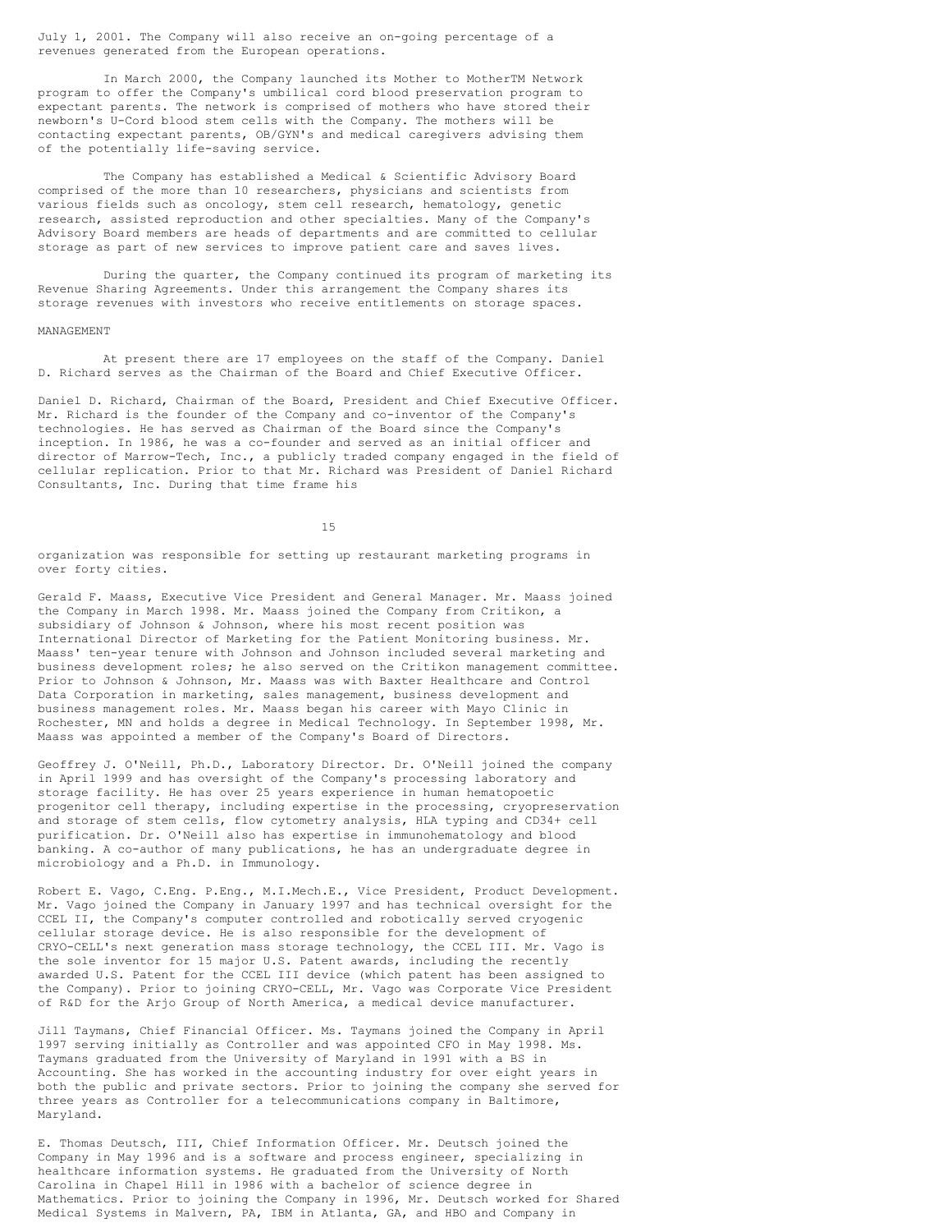July 1, 2001. The Company will also receive an on-going percentage of a revenues generated from the European operations.

In March 2000, the Company launched its Mother to MotherTM Network program to offer the Company's umbilical cord blood preservation program to expectant parents. The network is comprised of mothers who have stored their newborn's U-Cord blood stem cells with the Company. The mothers will be contacting expectant parents, OB/GYN's and medical caregivers advising them of the potentially life-saving service.

The Company has established a Medical & Scientific Advisory Board comprised of the more than 10 researchers, physicians and scientists from various fields such as oncology, stem cell research, hematology, genetic research, assisted reproduction and other specialties. Many of the Company's Advisory Board members are heads of departments and are committed to cellular storage as part of new services to improve patient care and saves lives.

During the quarter, the Company continued its program of marketing its Revenue Sharing Agreements. Under this arrangement the Company shares its storage revenues with investors who receive entitlements on storage spaces.

MANAGEMENT

At present there are 17 employees on the staff of the Company. Daniel D. Richard serves as the Chairman of the Board and Chief Executive Officer.

Daniel D. Richard, Chairman of the Board, President and Chief Executive Officer. Mr. Richard is the founder of the Company and co-inventor of the Company's technologies. He has served as Chairman of the Board since the Company's inception. In 1986, he was a co-founder and served as an initial officer and director of Marrow-Tech, Inc., a publicly traded company engaged in the field of cellular replication. Prior to that Mr. Richard was President of Daniel Richard Consultants, Inc. During that time frame his organization was responsible for setting up restaurant marketing programs in over forty cities.

Gerald F. Maass, Executive Vice President and General Manager. Mr. Maass joined the Company in March 1998. Mr. Maass joined the Company from Critikon, a subsidiary of Johnson & Johnson, where his most recent position was International Director of Marketing for the Patient Monitoring business. Mr. Maass' ten-year tenure with Johnson and Johnson included several marketing and business development roles; he also served on the Critikon management committee. Prior to Johnson & Johnson, Mr. Maass was with Baxter Healthcare and Control Data Corporation in marketing, sales management, business development and business management roles. Mr. Maass began his career with Mayo Clinic in Rochester, MN and holds a degree in Medical Technology. In September 1998, Mr. Maass was appointed a member of the Company's Board of Directors.

Geoffrey J. O'Neill, Ph.D., Laboratory Director. Dr. O'Neill joined the company in April 1999 and has oversight of the Company's processing laboratory and storage facility. He has over 25 years experience in human hematopoetic progenitor cell therapy, including expertise in the processing, cryopreservation and storage of stem cells, flow cytometry analysis, HLA typing and CD34+ cell purification. Dr. O'Neill also has expertise in immunohematology and blood banking. A co-author of many publications, he has an undergraduate degree in microbiology and a Ph.D. in Immunology.

Robert E. Vago, C.Eng. P.Eng., M.I.Mech.E., Vice President, Product Development. Mr. Vago joined the Company in January 1997 and has technical oversight for the CCEL II, the Company's computer controlled and robotically served cryogenic cellular storage device. He is also responsible for the development of CRYO-CELL's next generation mass storage technology, the CCEL III. Mr. Vago is the sole inventor for 15 major U.S. Patent awards, including the recently awarded U.S. Patent for the CCEL III device (which patent has been assigned to the Company). Prior to joining CRYO-CELL, Mr. Vago was Corporate Vice President of R&D for the Arjo Group of North America, a medical device manufacturer.

Jill Taymans, Chief Financial Officer. Ms. Taymans joined the Company in April 1997 serving initially as Controller and was appointed CFO in May 1998. Ms. Taymans graduated from the University of Maryland in 1991 with a BS in Accounting. She has worked in the accounting industry for over eight years in both the public and private sectors. Prior to joining the company she served for three years as Controller for a telecommunications company in Baltimore, Maryland.

E. Thomas Deutsch, III, Chief Information Officer. Mr. Deutsch joined the Company in May 1996 and is a software and process engineer, specializing in healthcare information systems. He graduated from the University of North Carolina in Chapel Hill in 1986 with a bachelor of science degree in Mathematics. Prior to joining the Company in 1996, Mr. Deutsch worked for Shared Medical Systems in Malvern, PA, IBM in Atlanta, GA, and HBO and Company in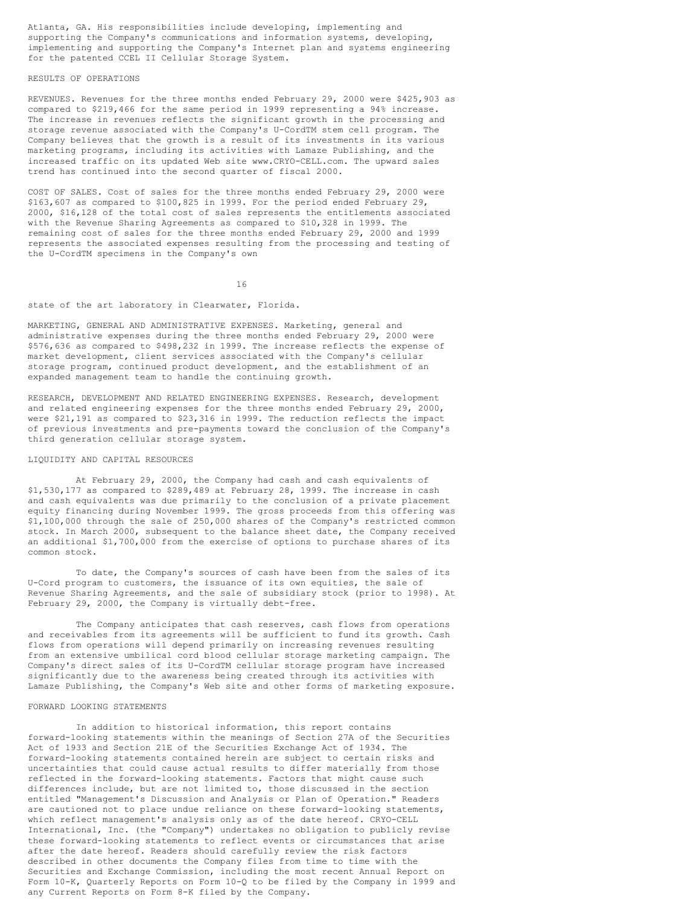Atlanta, GA. His responsibilities include developing, implementing and supporting the Company's communications and information systems, developing, implementing and supporting the Company's Internet plan and systems engineering for the patented CCEL II Cellular Storage System.

## RESULTS OF OPERATIONS

REVENUES. Revenues for the three months ended February 29, 2000 were $425,903 as compared to $219,466 for the same period in 1999 representing a 94% increase. The increase in revenues reflects the significant growth in the processing and storage revenue associated with the Company's U-CordTM stem cell program. The Company believes that the growth is a result of its investments in its various marketing programs, including its activities with Lamaze Publishing, and the increased traffic on its updated Web site www.CRYO-CELL.com. The upward sales trend has continued into the second quarter of fiscal 2000.

COST OF SALES. Cost of sales for the three months ended February 29, 2000 were $163,607 as compared to $100,825 in 1999. For the period ended February 29, 2000, $16,128 of the total cost of sales represents the entitlements associated with the Revenue Sharing Agreements as compared to $10,328 in 1999. The remaining cost of sales for the three months ended February 29, 2000 and 1999 represents the associated expenses resulting from the processing and testing of the U-CordTM specimens in the Company's own state of the art laboratory in Clearwater, Florida.

MARKETING, GENERAL AND ADMINISTRATIVE EXPENSES. Marketing, general and administrative expenses during the three months ended February 29, 2000 were $576,636 as compared to $498,232 in 1999. The increase reflects the expense of market development, client services associated with the Company's cellular storage program, continued product development, and the establishment of an expanded management team to handle the continuing growth.

RESEARCH, DEVELOPMENT AND RELATED ENGINEERING EXPENSES. Research, development and related engineering expenses for the three months ended February 29, 2000, were $21,191 as compared to $23,316 in 1999. The reduction reflects the impact of previous investments and pre-payments toward the conclusion of the Company's third generation cellular storage system.

## LIQUIDITY AND CAPITAL RESOURCES

At February 29, 2000, the Company had cash and cash equivalents of $1,530,177 as compared to $289,489 at February 28, 1999. The increase in cash and cash equivalents was due primarily to the conclusion of a private placement equity financing during November 1999. The gross proceeds from this offering was $1,100,000 through the sale of 250,000 shares of the Company's restricted common stock. In March 2000, subsequent to the balance sheet date, the Company received an additional $1,700,000 from the exercise of options to purchase shares of its common stock.

To date, the Company's sources of cash have been from the sales of its U-Cord program to customers, the issuance of its own equities, the sale of Revenue Sharing Agreements, and the sale of subsidiary stock (prior to 1998). At February 29, 2000, the Company is virtually debt-free.

The Company anticipates that cash reserves, cash flows from operations and receivables from its agreements will be sufficient to fund its growth. Cash flows from operations will depend primarily on increasing revenues resulting from an extensive umbilical cord blood cellular storage marketing campaign. The Company's direct sales of its U-CordTM cellular storage program have increased significantly due to the awareness being created through its activities with Lamaze Publishing, the Company's Web site and other forms of marketing exposure.

## FORWARD LOOKING STATEMENTS

In addition to historical information, this report contains forward-looking statements within the meanings of Section 27A of the Securities Act of 1933 and Section 21E of the Securities Exchange Act of 1934. The forward-looking statements contained herein are subject to certain risks and uncertainties that could cause actual results to differ materially from those reflected in the forward-looking statements. Factors that might cause such differences include, but are not limited to, those discussed in the section entitled "Management's Discussion and Analysis or Plan of Operation." Readers are cautioned not to place undue reliance on these forward-looking statements, which reflect management's analysis only as of the date hereof. CRYO-CELL International, Inc. (the "Company") undertakes no obligation to publicly revise these forward-looking statements to reflect events or circumstances that arise after the date hereof. Readers should carefully review the risk factors described in other documents the Company files from time to time with the Securities and Exchange Commission, including the most recent Annual Report on Form 10-K, Quarterly Reports on Form 10-Q to be filed by the Company in 1999 and any Current Reports on Form 8-K filed by the Company.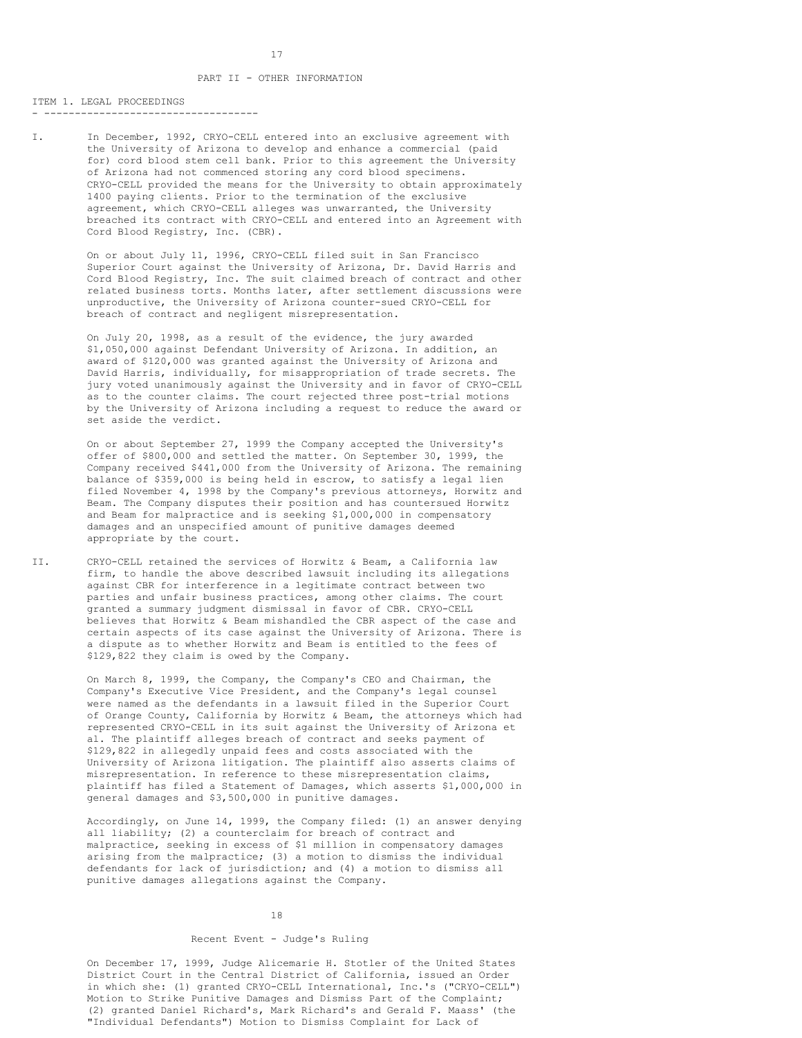## PART II - OTHER INFORMATION

### ITEM 1. LEGAL PROCEEDINGS

I. In December, 1992, CRYO-CELL entered into an exclusive agreement with the University of Arizona to develop and enhance a commercial (paid for) cord blood stem cell bank. Prior to this agreement the University of Arizona had not commenced storing any cord blood specimens. CRYO-CELL provided the means for the University to obtain approximately 1400 paying clients. Prior to the termination of the exclusive agreement, which CRYO-CELL alleges was unwarranted, the University breached its contract with CRYO-CELL and entered into an Agreement with Cord Blood Registry, Inc. (CBR).

On or about July 11, 1996, CRYO-CELL filed suit in San Francisco Superior Court against the University of Arizona, Dr. David Harris and Cord Blood Registry, Inc. The suit claimed breach of contract and other related business torts. Months later, after settlement discussions were unproductive, the University of Arizona counter-sued CRYO-CELL for breach of contract and negligent misrepresentation.

On July 20, 1998, as a result of the evidence, the jury awarded $1,050,000 against Defendant University of Arizona. In addition, an award of $120,000 was granted against the University of Arizona and David Harris, individually, for misappropriation of trade secrets. The jury voted unanimously against the University and in favor of CRYO-CELL as to the counter claims. The court rejected three post-trial motions by the University of Arizona including a request to reduce the award or set aside the verdict.

On or about September 27, 1999 the Company accepted the University's offer of $800,000 and settled the matter. On September 30, 1999, the Company received $441,000 from the University of Arizona. The remaining balance of $359,000 is being held in escrow, to satisfy a legal lien filed November 4, 1998 by the Company's previous attorneys, Horwitz and Beam. The Company disputes their position and has countersued Horwitz and Beam for malpractice and is seeking $1,000,000 in compensatory damages and an unspecified amount of punitive damages deemed appropriate by the court.

II. CRYO-CELL retained the services of Horwitz & Beam, a California law firm, to handle the above described lawsuit including its allegations against CBR for interference in a legitimate contract between two parties and unfair business practices, among other claims. The court granted a summary judgment dismissal in favor of CBR. CRYO-CELL believes that Horwitz & Beam mishandled the CBR aspect of the case and certain aspects of its case against the University of Arizona. There is a dispute as to whether Horwitz and Beam is entitled to the fees of $129,822 they claim is owed by the Company.

On March 8, 1999, the Company, the Company's CEO and Chairman, the Company's Executive Vice President, and the Company's legal counsel were named as the defendants in a lawsuit filed in the Superior Court of Orange County, California by Horwitz & Beam, the attorneys which had represented CRYO-CELL in its suit against the University of Arizona et al. The plaintiff alleges breach of contract and seeks payment of $129,822 in allegedly unpaid fees and costs associated with the University of Arizona litigation. The plaintiff also asserts claims of misrepresentation. In reference to these misrepresentation claims, plaintiff has filed a Statement of Damages, which asserts $1,000,000 in general damages and $3,500,000 in punitive damages.

Accordingly, on June 14, 1999, the Company filed: (1) an answer denying all liability; (2) a counterclaim for breach of contract and malpractice, seeking in excess of $1 million in compensatory damages arising from the malpractice; (3) a motion to dismiss the individual defendants for lack of jurisdiction; and (4) a motion to dismiss all punitive damages allegations against the Company.

#### Recent Event - Judge's Ruling

On December 17, 1999, Judge Alicemarie H. Stotler of the United States District Court in the Central District of California, issued an Order in which she: (1) granted CRYO-CELL International, Inc.'s ("CRYO-CELL") Motion to Strike Punitive Damages and Dismiss Part of the Complaint; (2) granted Daniel Richard's, Mark Richard's and Gerald F. Maass' (the "Individual Defendants") Motion to Dismiss Complaint for Lack of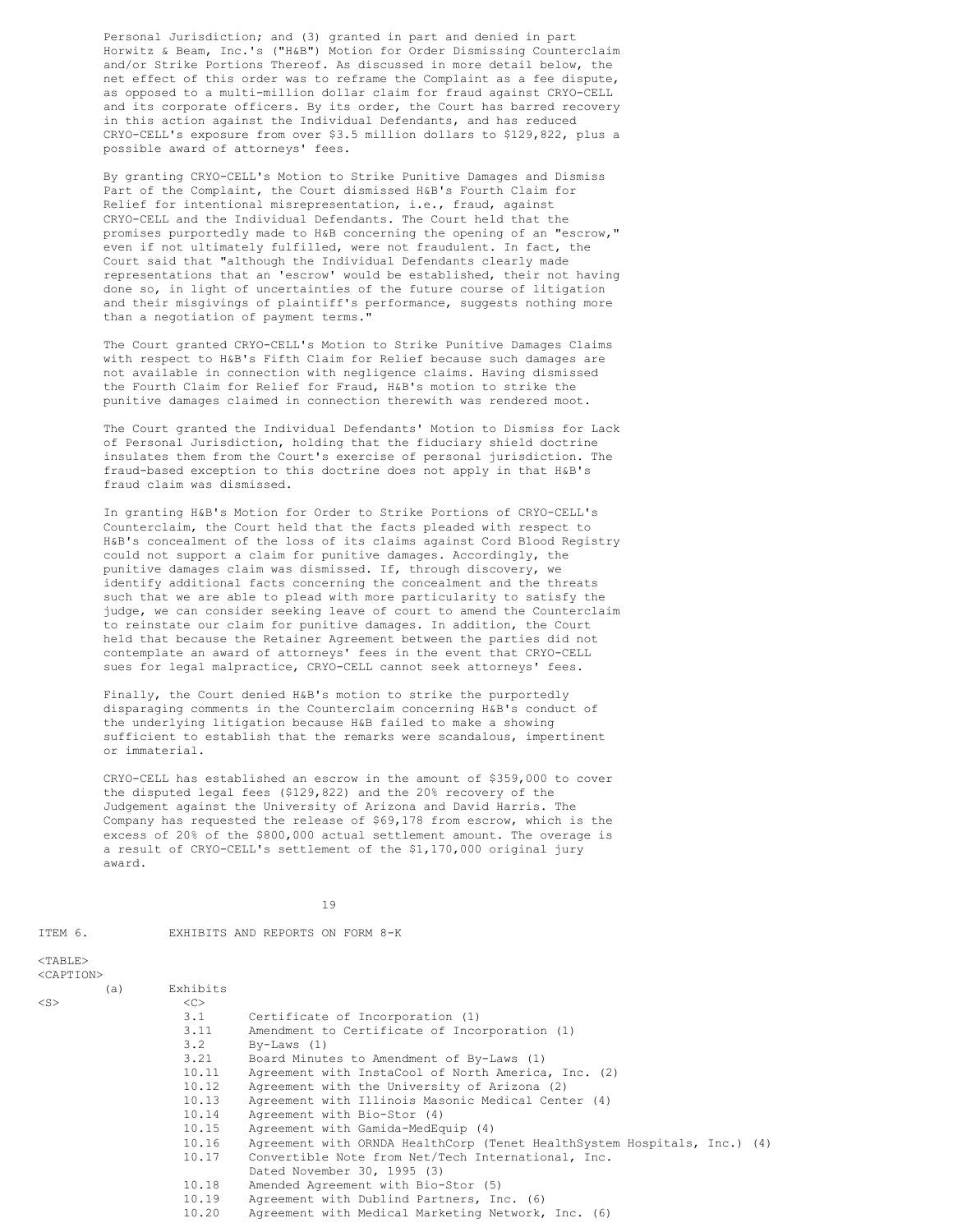Personal Jurisdiction; and (3) granted in part and denied in part Horwitz & Beam, Inc.'s ("H&B") Motion for Order Dismissing Counterclaim and/or Strike Portions Thereof. As discussed in more detail below, the net effect of this order was to reframe the Complaint as a fee dispute, as opposed to a multi-million dollar claim for fraud against CRYO-CELL and its corporate officers. By its order, the Court has barred recovery in this action against the Individual Defendants, and has reduced CRYO-CELL's exposure from over $3.5 million dollars to $129,822, plus a possible award of attorneys' fees.

By granting CRYO-CELL's Motion to Strike Punitive Damages and Dismiss Part of the Complaint, the Court dismissed H&B's Fourth Claim for Relief for intentional misrepresentation, i.e., fraud, against CRYO-CELL and the Individual Defendants. The Court held that the promises purportedly made to H&B concerning the opening of an "escrow," even if not ultimately fulfilled, were not fraudulent. In fact, the Court said that "although the Individual Defendants clearly made representations that an 'escrow' would be established, their not having done so, in light of uncertainties of the future course of litigation and their misgivings of plaintiff's performance, suggests nothing more than a negotiation of payment terms."

The Court granted CRYO-CELL's Motion to Strike Punitive Damages Claims with respect to H&B's Fifth Claim for Relief because such damages are not available in connection with negligence claims. Having dismissed the Fourth Claim for Relief for Fraud, H&B's motion to strike the punitive damages claimed in connection therewith was rendered moot.

The Court granted the Individual Defendants' Motion to Dismiss for Lack of Personal Jurisdiction, holding that the fiduciary shield doctrine insulates them from the Court's exercise of personal jurisdiction. The fraud-based exception to this doctrine does not apply in that H&B's fraud claim was dismissed.

In granting H&B's Motion for Order to Strike Portions of CRYO-CELL's Counterclaim, the Court held that the facts pleaded with respect to H&B's concealment of the loss of its claims against Cord Blood Registry could not support a claim for punitive damages. Accordingly, the punitive damages claim was dismissed. If, through discovery, we identify additional facts concerning the concealment and the threats such that we are able to plead with more particularity to satisfy the judge, we can consider seeking leave of court to amend the Counterclaim to reinstate our claim for punitive damages. In addition, the Court held that because the Retainer Agreement between the parties did not contemplate an award of attorneys' fees in the event that CRYO-CELL sues for legal malpractice, CRYO-CELL cannot seek attorneys' fees.

Finally, the Court denied H&B's motion to strike the purportedly disparaging comments in the Counterclaim concerning H&B's conduct of the underlying litigation because H&B failed to make a showing sufficient to establish that the remarks were scandalous, impertinent or immaterial.

CRYO-CELL has established an escrow in the amount of $359,000 to cover the disputed legal fees ($129,822) and the 20% recovery of the Judgement against the University of Arizona and David Harris. The Company has requested the release of $69,178 from escrow, which is the excess of 20% of the $800,000 actual settlement amount. The overage is a result of CRYO-CELL's settlement of the $1,170,000 original jury award.

## ITEM 6. EXHIBITS AND REPORTS ON FORM 8-K

(a) Exhibits

| Exhibit | Description |
|---|---|
| 3.1 | Certificate of Incorporation (1) |
| 3.11 | Amendment to Certificate of Incorporation (1) |
| 3.2 | By-Laws (1) |
| 3.21 | Board Minutes to Amendment of By-Laws (1) |
| 10.11 | Agreement with InstaCool of North America, Inc. (2) |
| 10.12 | Agreement with the University of Arizona (2) |
| 10.13 | Agreement with Illinois Masonic Medical Center (4) |
| 10.14 | Agreement with Bio-Stor (4) |
| 10.15 | Agreement with Gamida-MedEquip (4) |
| 10.16 | Agreement with ORNDA HealthCorp (Tenet HealthSystem Hospitals, Inc.) (4) |
| 10.17 | Convertible Note from Net/Tech International, Inc. Dated November 30, 1995 (3) |
| 10.18 | Amended Agreement with Bio-Stor (5) |
| 10.19 | Agreement with Dublind Partners, Inc. (6) |
| 10.20 | Agreement with Medical Marketing Network, Inc. (6) |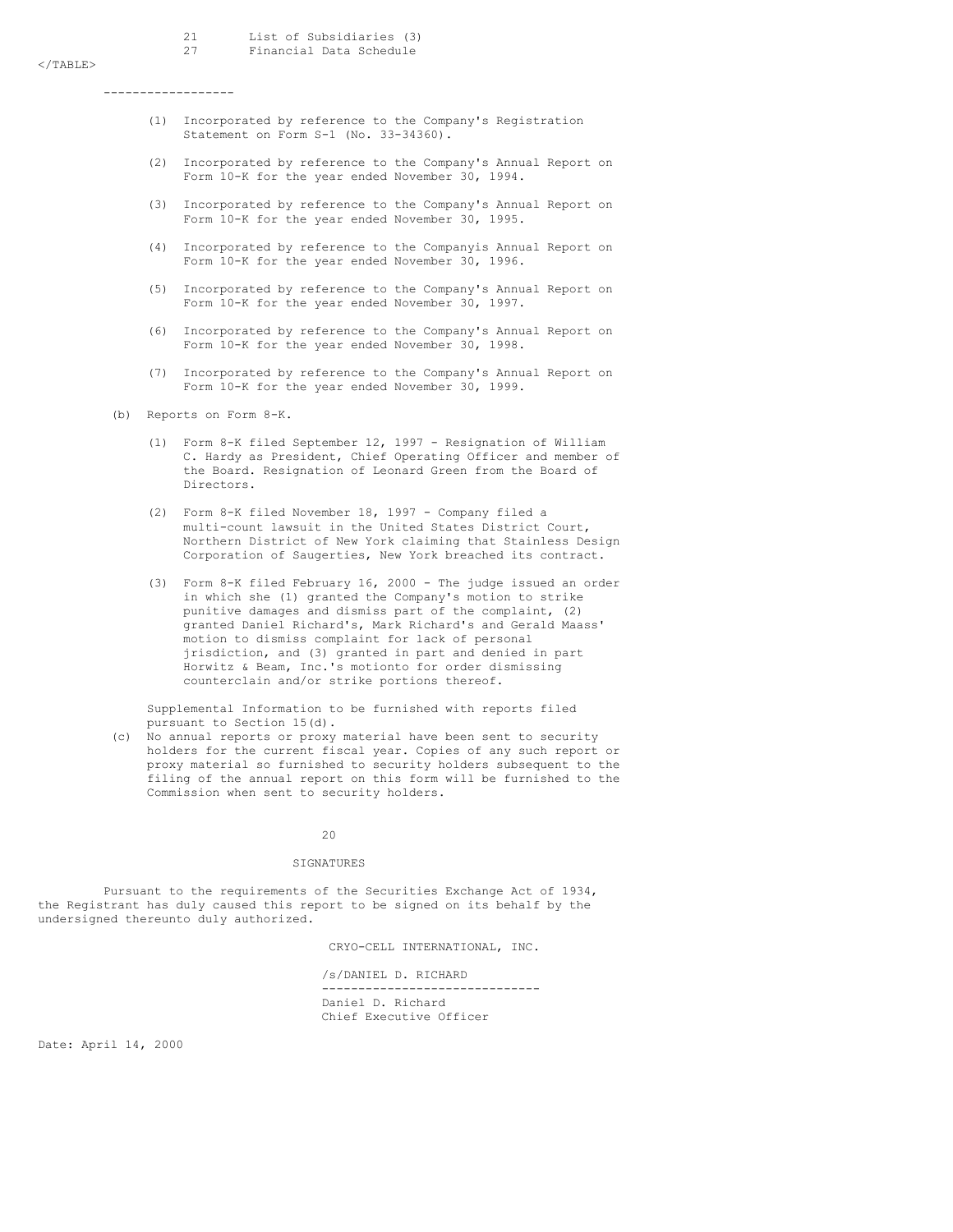| | |
|---|---|
| 21 | List of Subsidiaries (3) |
| 27 | Financial Data Schedule |

------------------

(1) Incorporated by reference to the Company's Registration Statement on Form S-1 (No. 33-34360).

(2) Incorporated by reference to the Company's Annual Report on Form 10-K for the year ended November 30, 1994.

(3) Incorporated by reference to the Company's Annual Report on Form 10-K for the year ended November 30, 1995.

(4) Incorporated by reference to the Companyis Annual Report on Form 10-K for the year ended November 30, 1996.

(5) Incorporated by reference to the Company's Annual Report on Form 10-K for the year ended November 30, 1997.

(6) Incorporated by reference to the Company's Annual Report on Form 10-K for the year ended November 30, 1998.

(7) Incorporated by reference to the Company's Annual Report on Form 10-K for the year ended November 30, 1999.

(b) Reports on Form 8-K.

(1) Form 8-K filed September 12, 1997 - Resignation of William C. Hardy as President, Chief Operating Officer and member of the Board. Resignation of Leonard Green from the Board of Directors.

(2) Form 8-K filed November 18, 1997 - Company filed a multi-count lawsuit in the United States District Court, Northern District of New York claiming that Stainless Design Corporation of Saugerties, New York breached its contract.

(3) Form 8-K filed February 16, 2000 - The judge issued an order in which she (1) granted the Company's motion to strike punitive damages and dismiss part of the complaint, (2) granted Daniel Richard's, Mark Richard's and Gerald Maass' motion to dismiss complaint for lack of personal jrisdiction, and (3) granted in part and denied in part Horwitz & Beam, Inc.'s motionto for order dismissing counterclain and/or strike portions thereof.

Supplemental Information to be furnished with reports filed pursuant to Section 15(d).

(c) No annual reports or proxy material have been sent to security holders for the current fiscal year. Copies of any such report or proxy material so furnished to security holders subsequent to the filing of the annual report on this form will be furnished to the Commission when sent to security holders.

## SIGNATURES

Pursuant to the requirements of the Securities Exchange Act of 1934, the Registrant has duly caused this report to be signed on its behalf by the undersigned thereunto duly authorized.

CRYO-CELL INTERNATIONAL, INC.

/s/DANIEL D. RICHARD
------------------------------
Daniel D. Richard
Chief Executive Officer

Date: April 14, 2000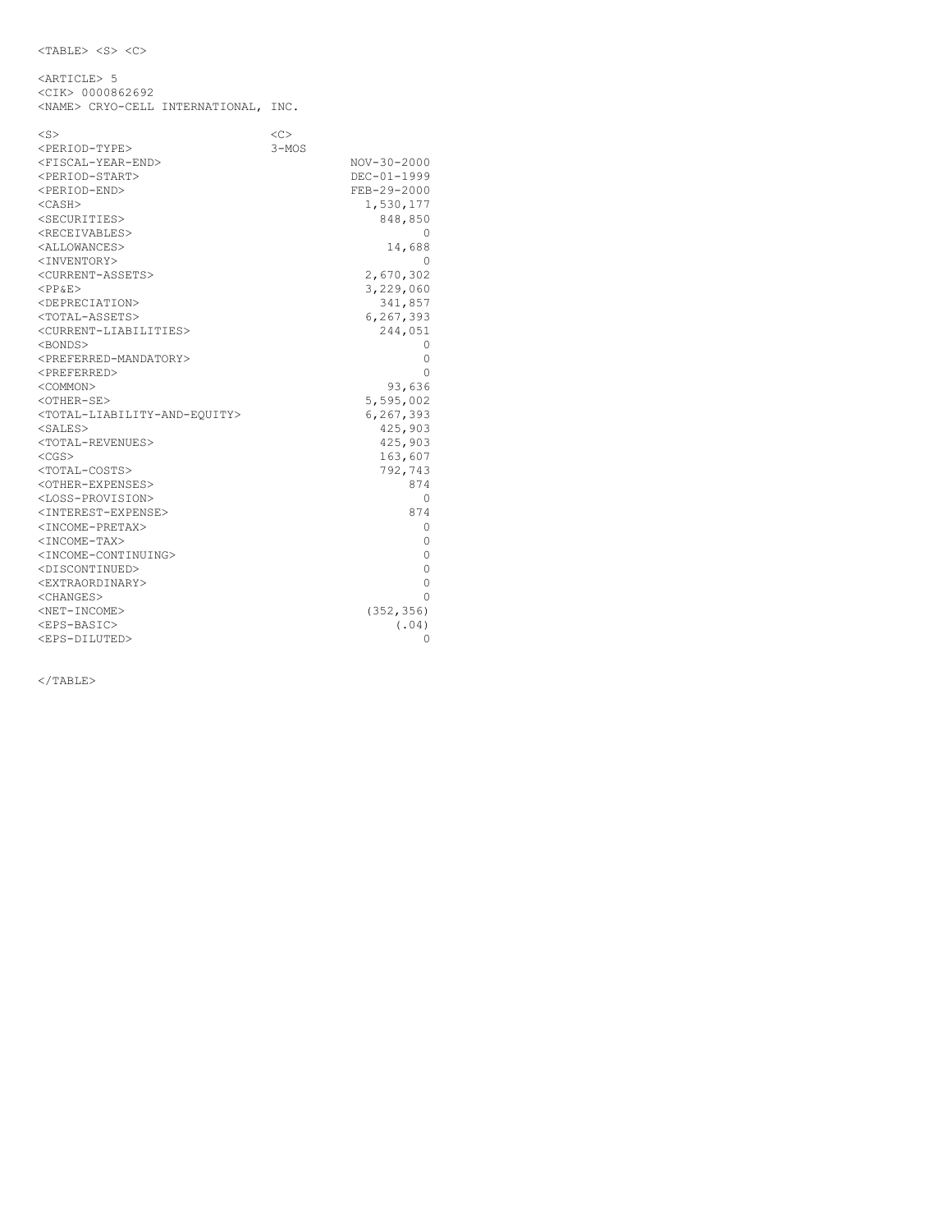```
<TABLE> <S> <C>

<ARTICLE> 5
<CIK> 0000862692
<NAME> CRYO-CELL INTERNATIONAL, INC.

<S>                             <C>
<PERIOD-TYPE>                   3-MOS
<FISCAL-YEAR-END>                          NOV-30-2000
<PERIOD-START>                             DEC-01-1999
<PERIOD-END>                               FEB-29-2000
<CASH>                                       1,530,177
<SECURITIES>                                   848,850
<RECEIVABLES>                                        0
<ALLOWANCES>                                    14,688
<INVENTORY>                                          0
<CURRENT-ASSETS>                             2,670,302
<PP&E>                                       3,229,060
<DEPRECIATION>                                 341,857
<TOTAL-ASSETS>                               6,267,393
<CURRENT-LIABILITIES>                          244,051
<BONDS>                                              0
<PREFERRED-MANDATORY>                                0
<PREFERRED>                                          0
<COMMON>                                        93,636
<OTHER-SE>                                   5,595,002
<TOTAL-LIABILITY-AND-EQUITY>                 6,267,393
<SALES>                                        425,903
<TOTAL-REVENUES>                               425,903
<CGS>                                          163,607
<TOTAL-COSTS>                                  792,743
<OTHER-EXPENSES>                                   874
<LOSS-PROVISION>                                     0
<INTEREST-EXPENSE>                                 874
<INCOME-PRETAX>                                      0
<INCOME-TAX>                                         0
<INCOME-CONTINUING>                                  0
<DISCONTINUED>                                       0
<EXTRAORDINARY>                                      0
<CHANGES>                                            0
<NET-INCOME>                                 (352,356)
<EPS-BASIC>                                      (.04)
<EPS-DILUTED>                                        0

</TABLE>
```